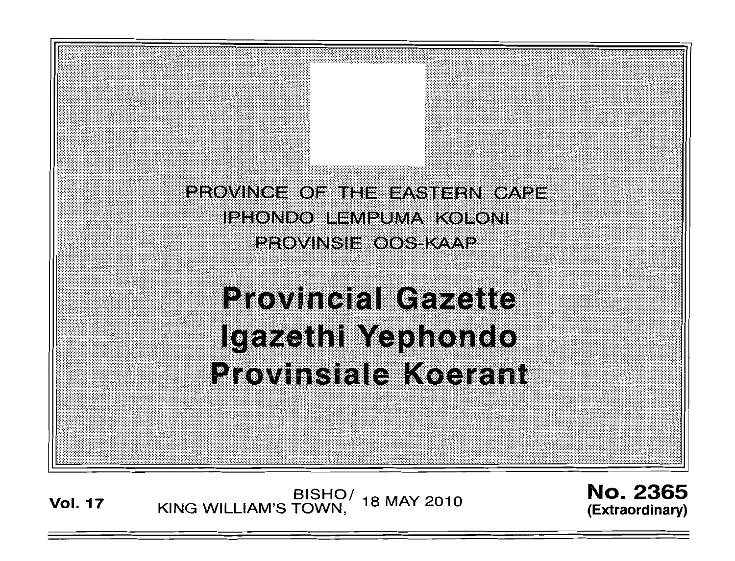PROVINCE OF THE EASTERN CAPE

IPHONDO LEMPUMA KOLONI

PROVINSIE OOS-KAAP

# Provincial Gazette
# Igazethi Yephondo
# Provinsiale Koerant

**Vol. 17** BISHO/ KING WILLIAM'S TOWN, 18 MAY 2010 **No. 2365 (Extraordinary)**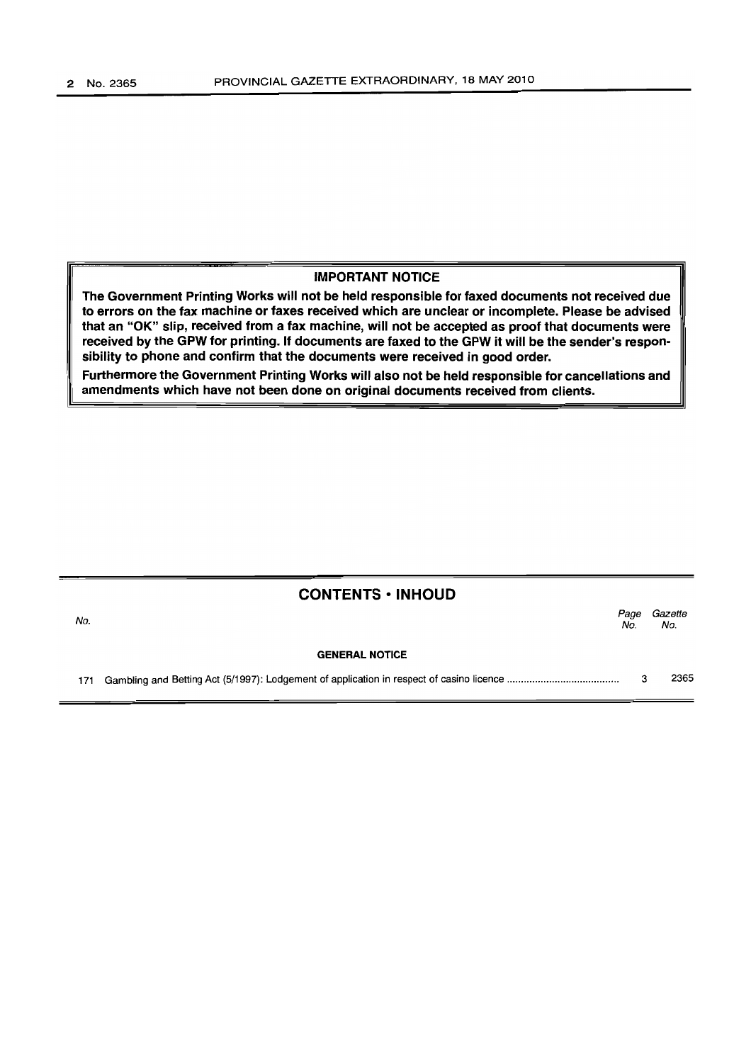**IMPORTANT NOTICE**

**The Government Printing Works will not be held responsible for faxed documents not received due to errors on the fax machine or faxes received which are unclear or incomplete. Please be advised that an "OK" slip, received from a fax machine, will not be accepted as proof that documents were received by the GPW for printing. If documents are faxed to the GPW it will be the sender's responsibility to phone and confirm that the documents were received in good order.**

**Furthermore the Government Printing Works will also not be held responsible for cancellations and amendments which have not been done on original documents received from clients.**

## CONTENTS • INHOUD

| No. | | Page No. | Gazette No. |
|---|---|---|---|
| | **GENERAL NOTICE** | | |
| 171 | Gambling and Betting Act (5/1997): Lodgement of application in respect of casino licence | 3 | 2365 |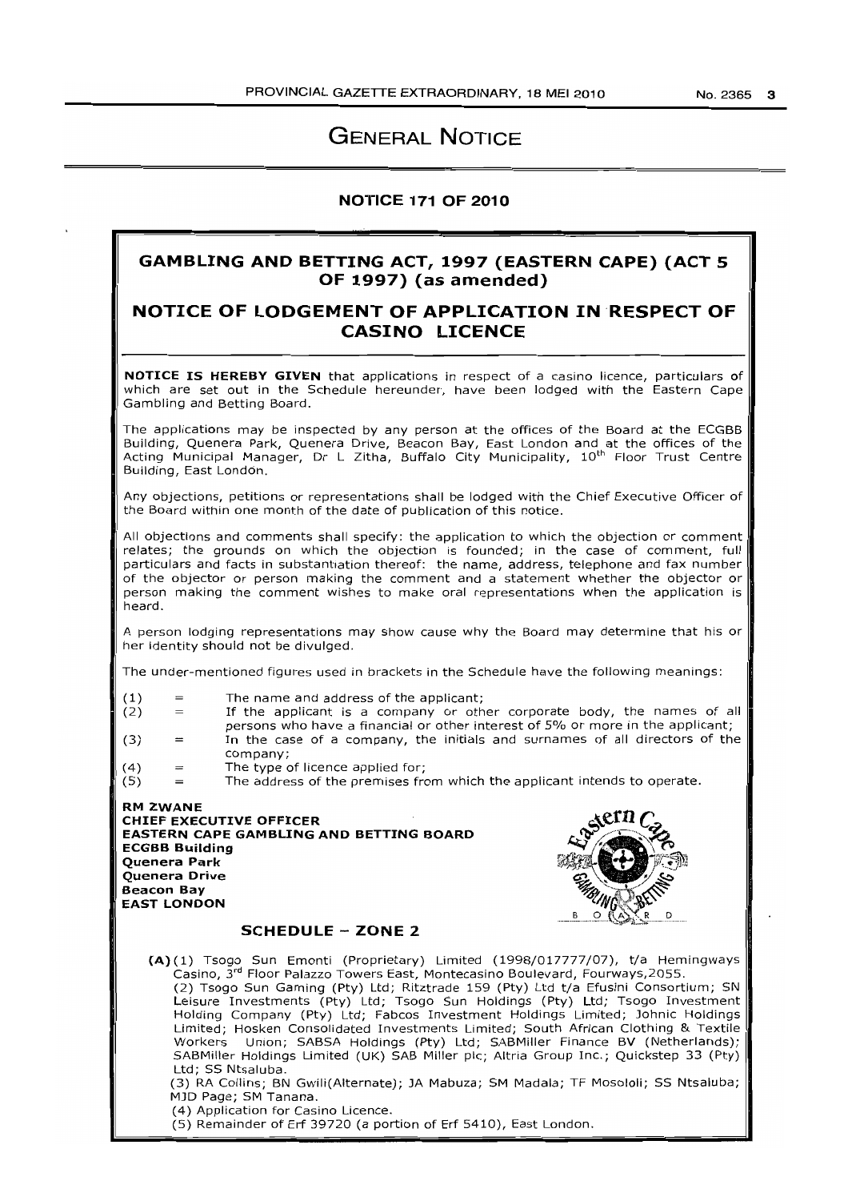# GENERAL NOTICE

## NOTICE 171 OF 2010

## GAMBLING AND BETTING ACT, 1997 (EASTERN CAPE) (ACT 5 OF 1997) (as amended)

## NOTICE OF LODGEMENT OF APPLICATION IN RESPECT OF CASINO LICENCE

**NOTICE IS HEREBY GIVEN** that applications in respect of a casino licence, particulars of which are set out in the Schedule hereunder, have been lodged with the Eastern Cape Gambling and Betting Board.

The applications may be inspected by any person at the offices of the Board at the ECGBB Building, Quenera Park, Quenera Drive, Beacon Bay, East London and at the offices of the Acting Municipal Manager, Dr L Zitha, Buffalo City Municipality, 10th Floor Trust Centre Building, East London.

Any objections, petitions or representations shall be lodged with the Chief Executive Officer of the Board within one month of the date of publication of this notice.

All objections and comments shall specify: the application to which the objection or comment relates; the grounds on which the objection is founded; in the case of comment, full particulars and facts in substantiation thereof: the name, address, telephone and fax number of the objector or person making the comment and a statement whether the objector or person making the comment wishes to make oral representations when the application is heard.

A person lodging representations may show cause why the Board may determine that his or her identity should not be divulged.

The under-mentioned figures used in brackets in the Schedule have the following meanings:

- (1) = The name and address of the applicant;
- (2) = If the applicant is a company or other corporate body, the names of all persons who have a financial or other interest of 5% or more in the applicant;
- (3) = In the case of a company, the initials and surnames of all directors of the company;
- (4) = The type of licence applied for;
- (5) = The address of the premises from which the applicant intends to operate.

**RM ZWANE**
**CHIEF EXECUTIVE OFFICER**
**EASTERN CAPE GAMBLING AND BETTING BOARD**
**ECGBB Building**
**Quenera Park**
**Quenera Drive**
**Beacon Bay**
**EAST LONDON**

### SCHEDULE – ZONE 2

**(A)** (1) Tsogo Sun Emonti (Proprietary) Limited (1998/017777/07), t/a Hemingways Casino, 3rd Floor Palazzo Towers East, Montecasino Boulevard, Fourways, 2055.

(2) Tsogo Sun Gaming (Pty) Ltd; Ritztrade 159 (Pty) Ltd t/a Efusini Consortium; SN Leisure Investments (Pty) Ltd; Tsogo Sun Holdings (Pty) Ltd; Tsogo Investment Holding Company (Pty) Ltd; Fabcos Investment Holdings Limited; Johnic Holdings Limited; Hosken Consolidated Investments Limited; South African Clothing & Textile Workers Union; SABSA Holdings (Pty) Ltd; SABMiller Finance BV (Netherlands); SABMiller Holdings Limited (UK) SAB Miller plc; Altria Group Inc.; Quickstep 33 (Pty) Ltd; SS Ntsaluba.

(3) RA Collins; BN Gwili(Alternate); JA Mabuza; SM Madala; TF Mosololi; SS Ntsaluba; MJD Page; SM Tanana.

(4) Application for Casino Licence.

(5) Remainder of Erf 39720 (a portion of Erf 5410), East London.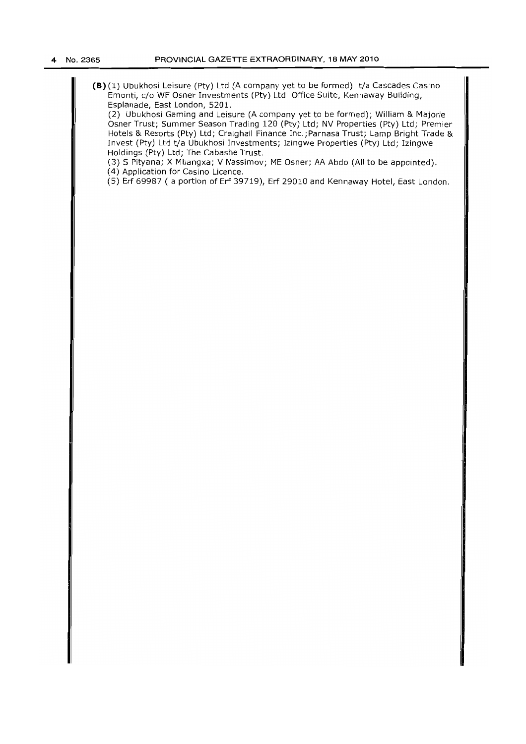**(B)** (1) Ubukhosi Leisure (Pty) Ltd (A company yet to be formed) t/a Cascades Casino Emonti, c/o WF Osner Investments (Pty) Ltd Office Suite, Kennaway Building, Esplanade, East London, 5201.

(2) Ubukhosi Gaming and Leisure (A company yet to be formed); William & Majorie Osner Trust; Summer Season Trading 120 (Pty) Ltd; NV Properties (Pty) Ltd; Premier Hotels & Resorts (Pty) Ltd; Craighall Finance Inc.;Parnasa Trust; Lamp Bright Trade & Invest (Pty) Ltd t/a Ubukhosi Investments; Izingwe Properties (Pty) Ltd; Izingwe Holdings (Pty) Ltd; The Cabashe Trust.

(3) S Pityana; X Mbangxa; V Nassimov; ME Osner; AA Abdo (All to be appointed).

(4) Application for Casino Licence.

(5) Erf 69987 ( a portion of Erf 39719), Erf 29010 and Kennaway Hotel, East London.